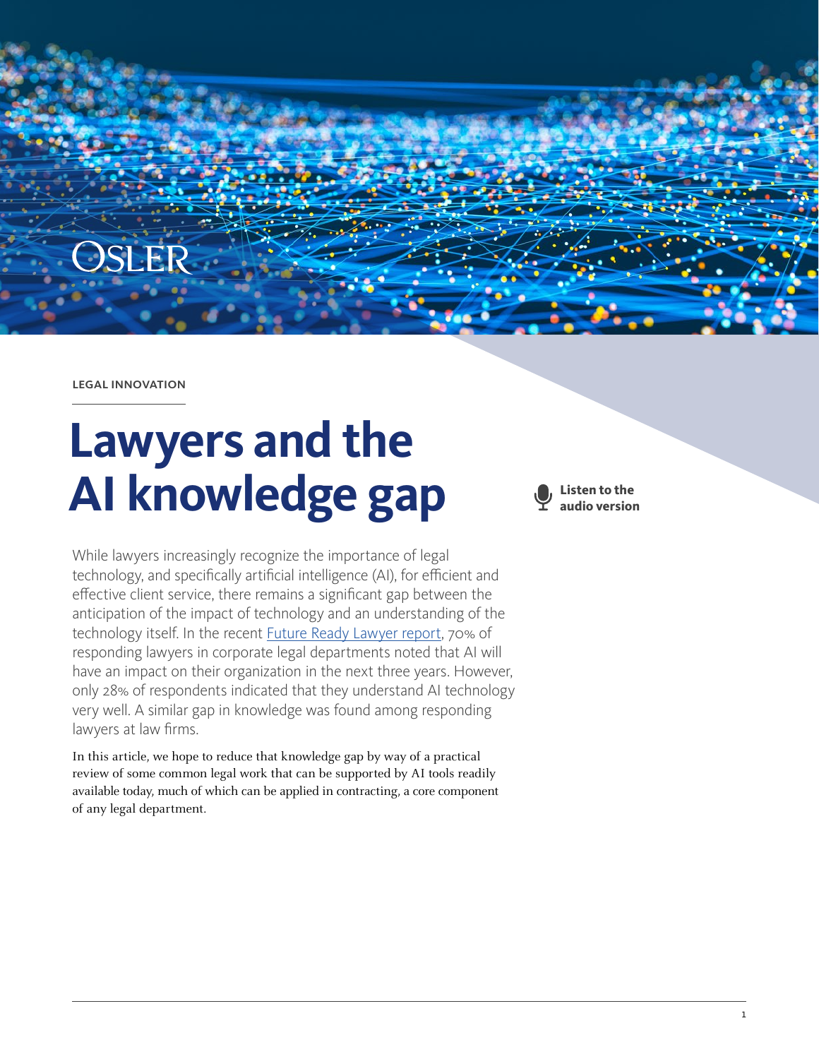LEGAL INNOVATION

# Lawyers and the AI knowledge gap

**Listen to the audio version**

While lawyers increasingly recognize the importance of legal technology, and specifically artificial intelligence (AI), for efficient and effective client service, there remains a significant gap between the anticipation of the impact of technology and an understanding of the technology itself. In the recent [Future Ready Lawyer report](), 70% of responding lawyers in corporate legal departments noted that AI will have an impact on their organization in the next three years. However, only 28% of respondents indicated that they understand AI technology very well. A similar gap in knowledge was found among responding lawyers at law firms.

In this article, we hope to reduce that knowledge gap by way of a practical review of some common legal work that can be supported by AI tools readily available today, much of which can be applied in contracting, a core component of any legal department.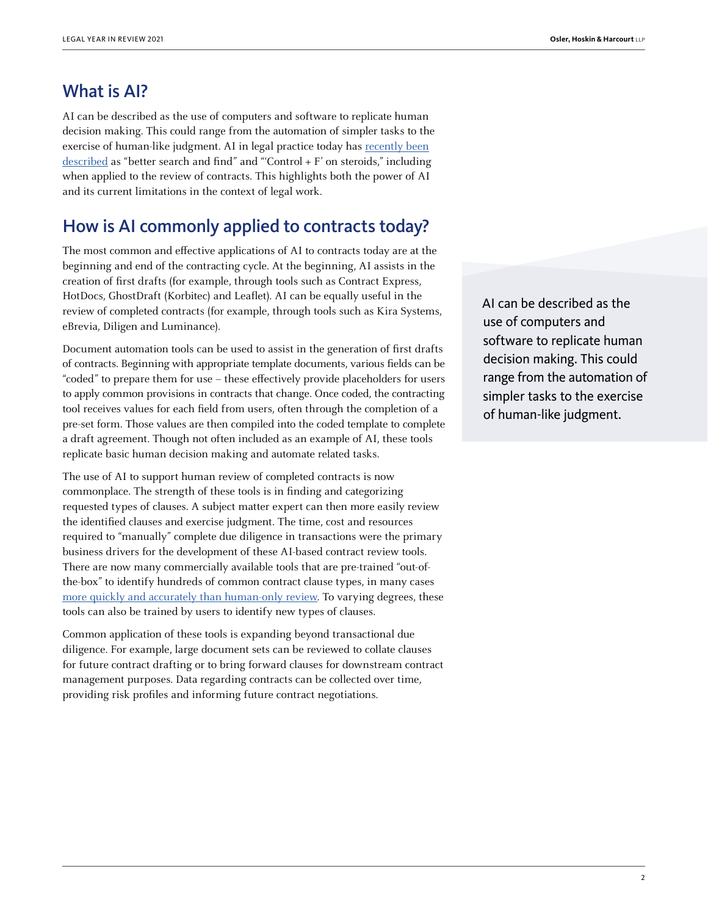## What is AI?

AI can be described as the use of computers and software to replicate human decision making. This could range from the automation of simpler tasks to the exercise of human-like judgment. AI in legal practice today has recently been described as "better search and find" and "'Control + F' on steroids," including when applied to the review of contracts. This highlights both the power of AI and its current limitations in the context of legal work.

## How is AI commonly applied to contracts today?

The most common and effective applications of AI to contracts today are at the beginning and end of the contracting cycle. At the beginning, AI assists in the creation of first drafts (for example, through tools such as Contract Express, HotDocs, GhostDraft (Korbitec) and Leaflet). AI can be equally useful in the review of completed contracts (for example, through tools such as Kira Systems, eBrevia, Diligen and Luminance).

Document automation tools can be used to assist in the generation of first drafts of contracts. Beginning with appropriate template documents, various fields can be "coded" to prepare them for use – these effectively provide placeholders for users to apply common provisions in contracts that change. Once coded, the contracting tool receives values for each field from users, often through the completion of a pre-set form. Those values are then compiled into the coded template to complete a draft agreement. Though not often included as an example of AI, these tools replicate basic human decision making and automate related tasks.

The use of AI to support human review of completed contracts is now commonplace. The strength of these tools is in finding and categorizing requested types of clauses. A subject matter expert can then more easily review the identified clauses and exercise judgment. The time, cost and resources required to "manually" complete due diligence in transactions were the primary business drivers for the development of these AI-based contract review tools. There are now many commercially available tools that are pre-trained "out-of-the-box" to identify hundreds of common contract clause types, in many cases more quickly and accurately than human-only review. To varying degrees, these tools can also be trained by users to identify new types of clauses.

Common application of these tools is expanding beyond transactional due diligence. For example, large document sets can be reviewed to collate clauses for future contract drafting or to bring forward clauses for downstream contract management purposes. Data regarding contracts can be collected over time, providing risk profiles and informing future contract negotiations.

> AI can be described as the use of computers and software to replicate human decision making. This could range from the automation of simpler tasks to the exercise of human-like judgment.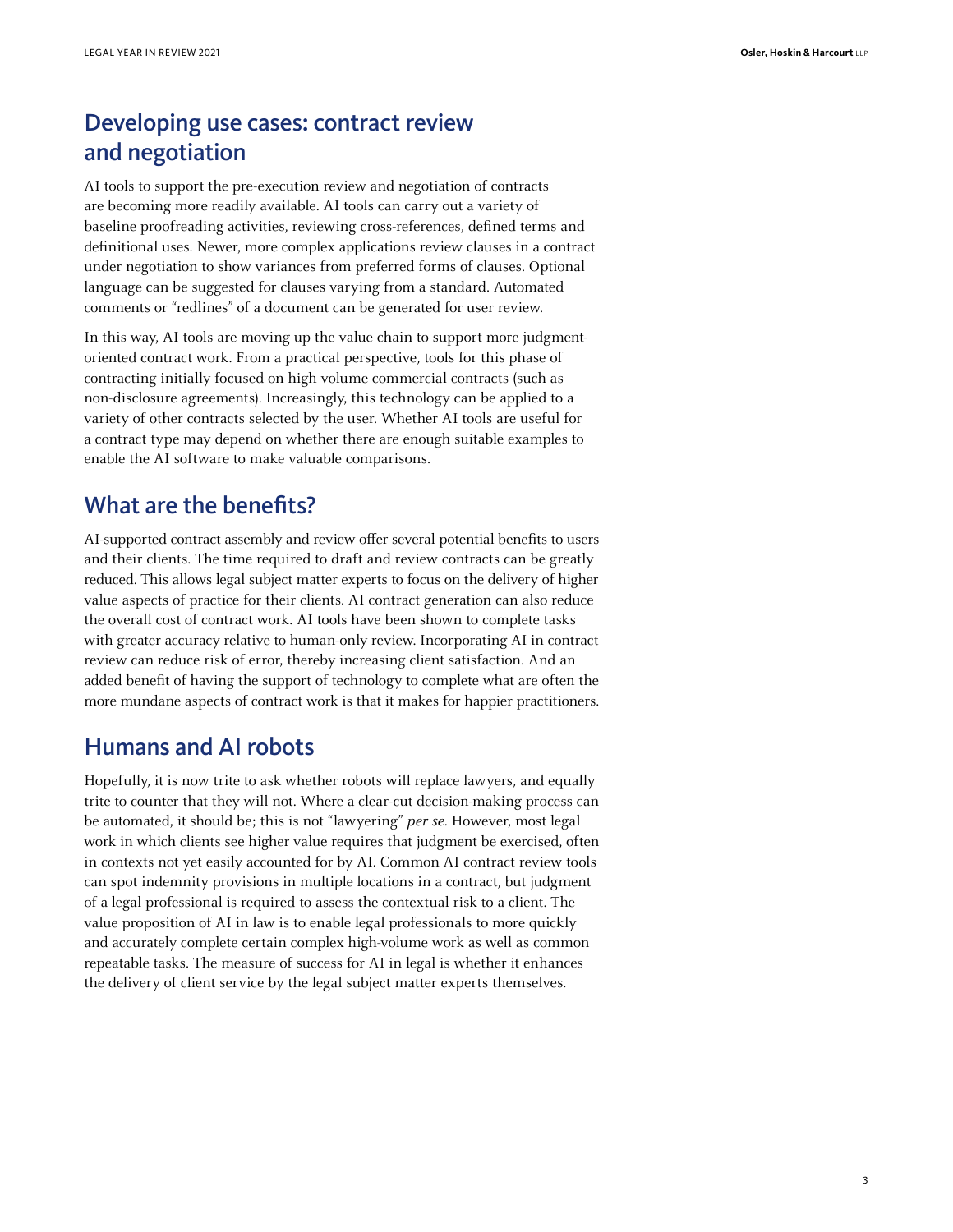## Developing use cases: contract review and negotiation

AI tools to support the pre-execution review and negotiation of contracts are becoming more readily available. AI tools can carry out a variety of baseline proofreading activities, reviewing cross-references, defined terms and definitional uses. Newer, more complex applications review clauses in a contract under negotiation to show variances from preferred forms of clauses. Optional language can be suggested for clauses varying from a standard. Automated comments or "redlines" of a document can be generated for user review.

In this way, AI tools are moving up the value chain to support more judgment-oriented contract work. From a practical perspective, tools for this phase of contracting initially focused on high volume commercial contracts (such as non-disclosure agreements). Increasingly, this technology can be applied to a variety of other contracts selected by the user. Whether AI tools are useful for a contract type may depend on whether there are enough suitable examples to enable the AI software to make valuable comparisons.

## What are the benefits?

AI-supported contract assembly and review offer several potential benefits to users and their clients. The time required to draft and review contracts can be greatly reduced. This allows legal subject matter experts to focus on the delivery of higher value aspects of practice for their clients. AI contract generation can also reduce the overall cost of contract work. AI tools have been shown to complete tasks with greater accuracy relative to human-only review. Incorporating AI in contract review can reduce risk of error, thereby increasing client satisfaction. And an added benefit of having the support of technology to complete what are often the more mundane aspects of contract work is that it makes for happier practitioners.

## Humans and AI robots

Hopefully, it is now trite to ask whether robots will replace lawyers, and equally trite to counter that they will not. Where a clear-cut decision-making process can be automated, it should be; this is not "lawyering" *per se*. However, most legal work in which clients see higher value requires that judgment be exercised, often in contexts not yet easily accounted for by AI. Common AI contract review tools can spot indemnity provisions in multiple locations in a contract, but judgment of a legal professional is required to assess the contextual risk to a client. The value proposition of AI in law is to enable legal professionals to more quickly and accurately complete certain complex high-volume work as well as common repeatable tasks. The measure of success for AI in legal is whether it enhances the delivery of client service by the legal subject matter experts themselves.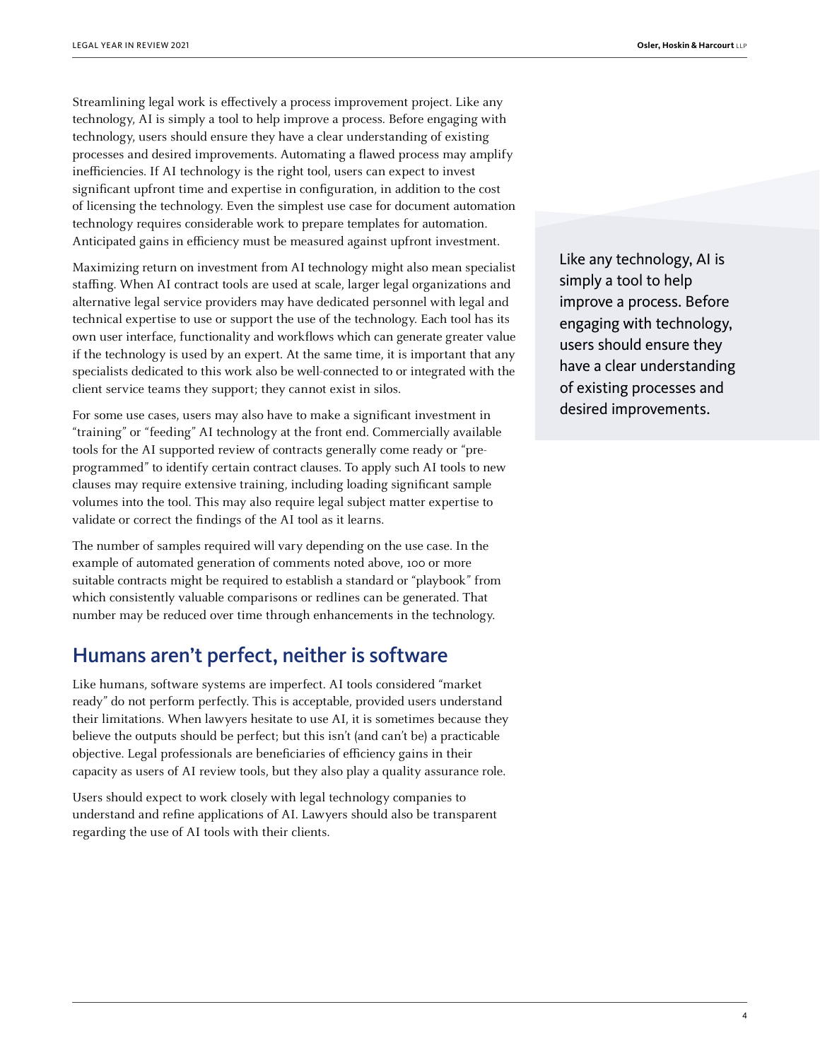Streamlining legal work is effectively a process improvement project. Like any technology, AI is simply a tool to help improve a process. Before engaging with technology, users should ensure they have a clear understanding of existing processes and desired improvements. Automating a flawed process may amplify inefficiencies. If AI technology is the right tool, users can expect to invest significant upfront time and expertise in configuration, in addition to the cost of licensing the technology. Even the simplest use case for document automation technology requires considerable work to prepare templates for automation. Anticipated gains in efficiency must be measured against upfront investment.

> Like any technology, AI is simply a tool to help improve a process. Before engaging with technology, users should ensure they have a clear understanding of existing processes and desired improvements.

Maximizing return on investment from AI technology might also mean specialist staffing. When AI contract tools are used at scale, larger legal organizations and alternative legal service providers may have dedicated personnel with legal and technical expertise to use or support the use of the technology. Each tool has its own user interface, functionality and workflows which can generate greater value if the technology is used by an expert. At the same time, it is important that any specialists dedicated to this work also be well-connected to or integrated with the client service teams they support; they cannot exist in silos.

For some use cases, users may also have to make a significant investment in "training" or "feeding" AI technology at the front end. Commercially available tools for the AI supported review of contracts generally come ready or "pre-programmed" to identify certain contract clauses. To apply such AI tools to new clauses may require extensive training, including loading significant sample volumes into the tool. This may also require legal subject matter expertise to validate or correct the findings of the AI tool as it learns.

The number of samples required will vary depending on the use case. In the example of automated generation of comments noted above, 100 or more suitable contracts might be required to establish a standard or "playbook" from which consistently valuable comparisons or redlines can be generated. That number may be reduced over time through enhancements in the technology.

## Humans aren't perfect, neither is software

Like humans, software systems are imperfect. AI tools considered "market ready" do not perform perfectly. This is acceptable, provided users understand their limitations. When lawyers hesitate to use AI, it is sometimes because they believe the outputs should be perfect; but this isn't (and can't be) a practicable objective. Legal professionals are beneficiaries of efficiency gains in their capacity as users of AI review tools, but they also play a quality assurance role.

Users should expect to work closely with legal technology companies to understand and refine applications of AI. Lawyers should also be transparent regarding the use of AI tools with their clients.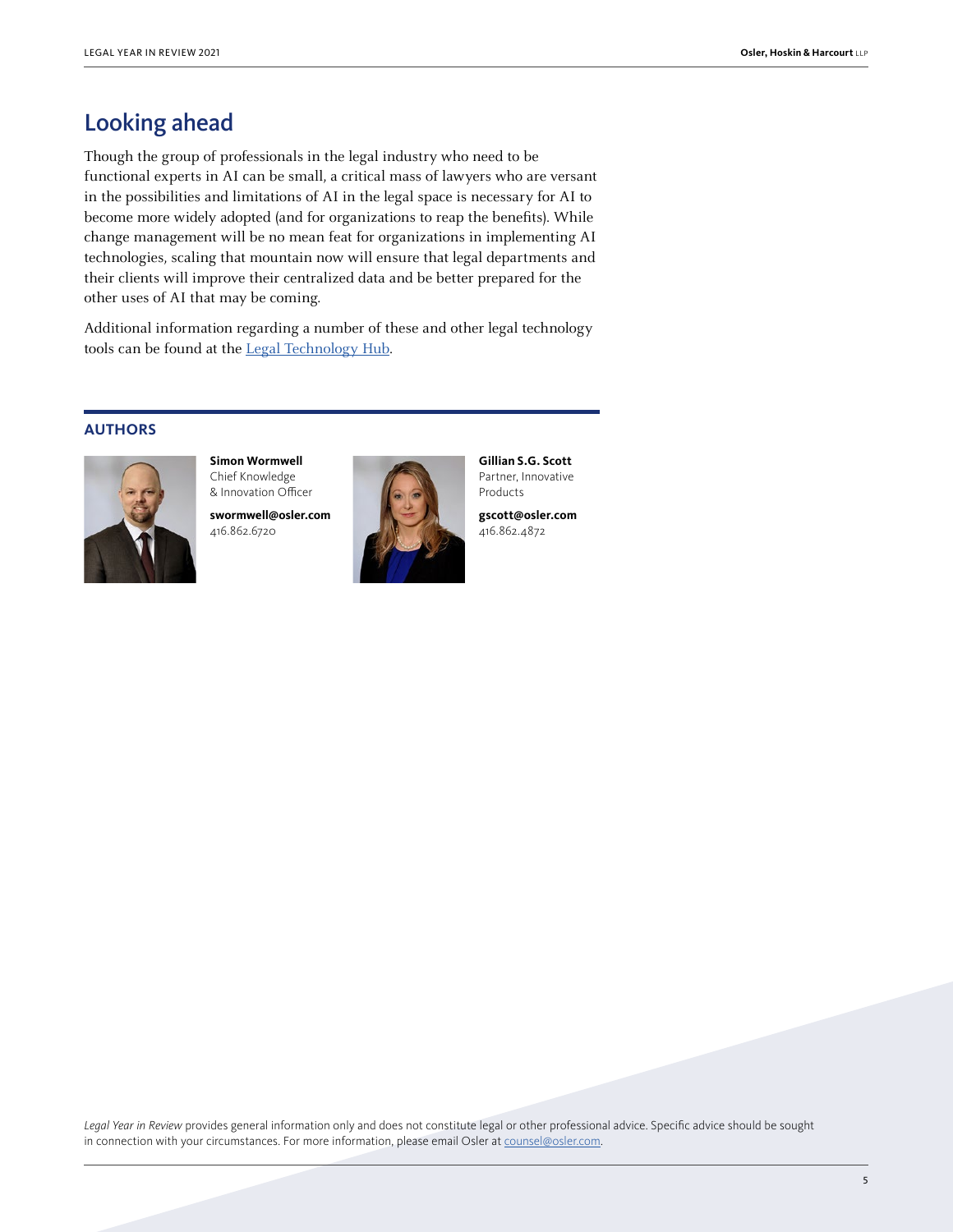## Looking ahead

Though the group of professionals in the legal industry who need to be functional experts in AI can be small, a critical mass of lawyers who are versant in the possibilities and limitations of AI in the legal space is necessary for AI to become more widely adopted (and for organizations to reap the benefits). While change management will be no mean feat for organizations in implementing AI technologies, scaling that mountain now will ensure that legal departments and their clients will improve their centralized data and be better prepared for the other uses of AI that may be coming.

Additional information regarding a number of these and other legal technology tools can be found at the Legal Technology Hub.

### AUTHORS

**Simon Wormwell**
Chief Knowledge & Innovation Officer

**swormwell@osler.com**
416.862.6720

**Gillian S.G. Scott**
Partner, Innovative Products

**gscott@osler.com**
416.862.4872

*Legal Year in Review* provides general information only and does not constitute legal or other professional advice. Specific advice should be sought in connection with your circumstances. For more information, please email Osler at counsel@osler.com.